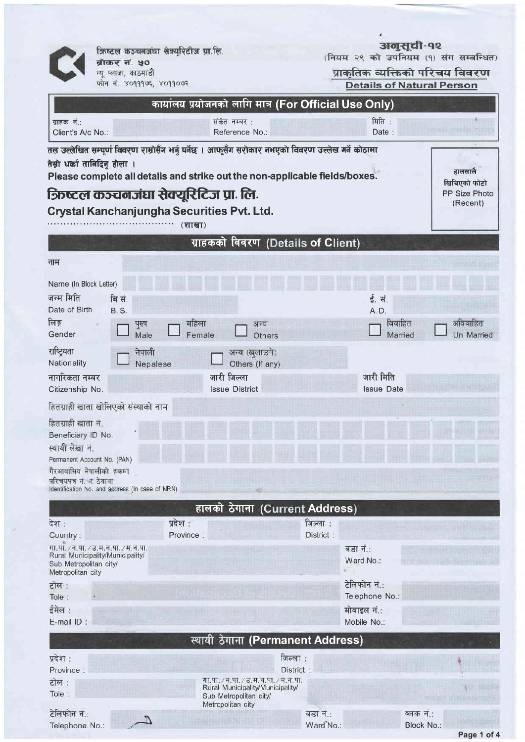क्रिष्टल कञ्चनजंघा सेक्युरिटीज प्रा.लि.
ब्रोकर नं. ५०
न्यू प्लाजा, काठमाडौं
फोन नं. ४०११७६, ४०११०७२

**अनुसूची-१२**
(नियम २९ को उपनियम (१) संग सम्बन्धित)

## प्राकृतिक व्यक्तिको परिचय विवरण
## Details of Natural Person

### कार्यालय प्रयोजनको लागि मात्र (For Official Use Only)

| ग्राहक नं.: Client's A/c No.: | | संकेत नम्बर : Reference No.: | | मिति : Date : | |
|---|---|---|---|---|---|

तल उल्लेखित सम्पूर्ण विवरण राम्रोसँग भर्नु पर्नेछ । आफूसँग सरोकार नभएको विवरण उल्लेख गर्ने कोठामा तेर्सो धर्का तानिदिनु होला ।
**Please complete all details and strike out the non-applicable fields/boxes.**

हालसालै खिचिएको फोटो
PP Size Photo (Recent)

# क्रिष्टल कञ्चनजंघा सेक्यूरिटिज प्रा. लि.
## Crystal Kanchanjungha Securities Pvt. Ltd.

........................................ (शाखा)

### ग्राहकको विवरण (Details of Client)

नाम

Name (In Block Letter)

जन्म मिति / Date of Birth: बि.सं. / B.S. ____ ई. सं. / A.D. ____

लिङ्ग / Gender: ☐ पुरुष / Male ☐ महिला / Female ☐ अन्य / Others ☐ विवाहित / Married ☐ अविवाहित / Un Married

राष्ट्रियता / Nationality: ☐ नेपाली / Nepalese ☐ अन्य (खुलाउने) / Others (If any)

नागरिकता नम्बर / Citizenship No. ____ जारी जिल्ला / Issue District ____ जारी मिति / Issue Date ____

हितग्राही खाता खोलिएको संस्थाको नाम

हितग्राही खाता नं. / Beneficiary ID No.

स्थायी लेखा नं. / Permanent Account No. (PAN)

गैरआवासिय नेपालीको हकमा परिचयपत्र नं. र ठेगाना / Identification No. and address (In case of NRN)

### हालको ठेगाना (Current Address)

देश : / Country : ____ प्रदेश : / Province : ____ जिल्ला : / District : ____

गा.पा. / न.पा. / उ.म.न.पा. / म.न.पा. / Rural Municipality/Municipality/ Sub Metropolitan city/ Metropolitan city ____ वडा नं.: / Ward No.: ____

टोल : / Tole : ____ टेलिफोन नं.: / Telephone No.: ____

ईमेल : / E-mail ID : ____ मोबाइल नं.: / Mobile No.: ____

### स्थायी ठेगाना (Permanent Address)

प्रदेश : / Province : ____ जिल्ला : / District : ____

टोल : / Tole : ____ गा.पा. / न.पा. / उ.म.न.पा. / म.न.पा. / Rural Municipality/Municipality/ Sub Metropolitan city/ Metropolitan city ____

टेलिफोन नं.: / Telephone No.: ____ वडा नं.: / Ward No.: ____ ब्लक नं.: / Block No.: ____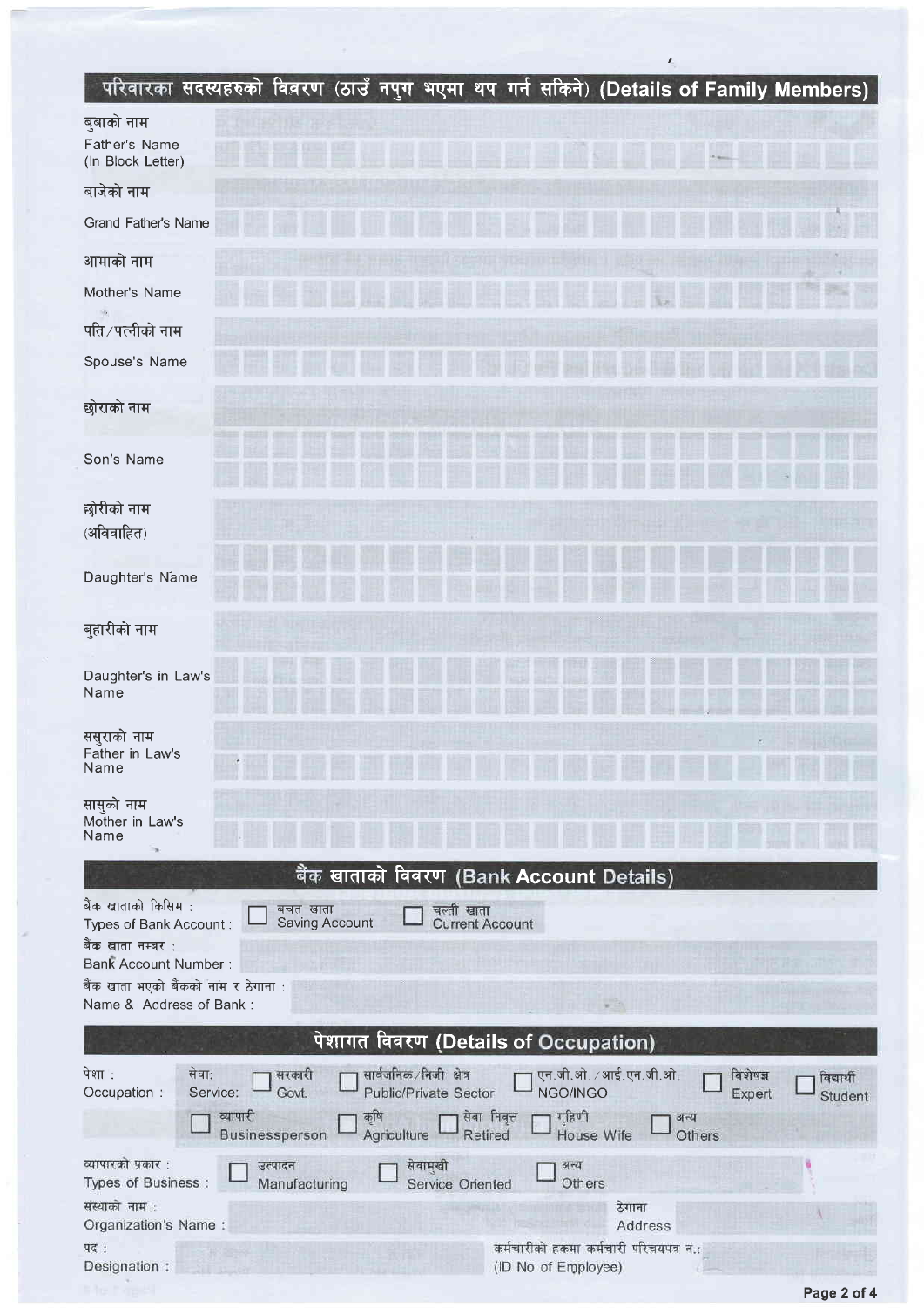## परिवारका सदस्यहरुको विवरण (ठाउँ नपुग भएमा थप गर्न सकिने) (Details of Family Members)

| | |
|---|---|
| बुवाको नाम<br>Father's Name<br>(In Block Letter) | |
| बाजेको नाम<br>Grand Father's Name | |
| आमाको नाम<br>Mother's Name | |
| पति/पत्नीको नाम<br>Spouse's Name | |
| छोराको नाम<br>Son's Name | |
| छोरीको नाम<br>(अविवाहित)<br>Daughter's Name | |
| बुहारीको नाम<br>Daughter's in Law's Name | |
| ससुराको नाम<br>Father in Law's Name | |
| सासुको नाम<br>Mother in Law's Name | |

## बैंक खाताको विवरण (Bank Account Details)

बैंक खाताको किसिम : Types of Bank Account : ☐ बचत खाता Saving Account ☐ चल्ती खाता Current Account

बैंक खाता नम्बर : Bank Account Number :

बैंक खाता भएको बैंकको नाम र ठेगाना : Name & Address of Bank :

## पेशागत विवरण (Details of Occupation)

पेशा : Occupation : सेवा: Service: ☐ सरकारी Govt. ☐ सार्वजनिक/निजी क्षेत्र Public/Private Sector ☐ एन.जी.ओ./आई.एन.जी.ओ. NGO/INGO ☐ विशेषज्ञ Expert ☐ विद्यार्थी Student

☐ व्यापारी Businessperson ☐ कृषि Agriculture ☐ सेवा निवृत्त Retired ☐ गृहिणी House Wife ☐ अन्य Others

व्यापारको प्रकार : Types of Business : ☐ उत्पादन Manufacturing ☐ सेवामुखी Service Oriented ☐ अन्य Others

संस्थाको नाम : Organization's Name : ठेगाना Address

पद : Designation : कर्मचारीको हकमा कर्मचारी परिचयपत्र नं.: (ID No of Employee)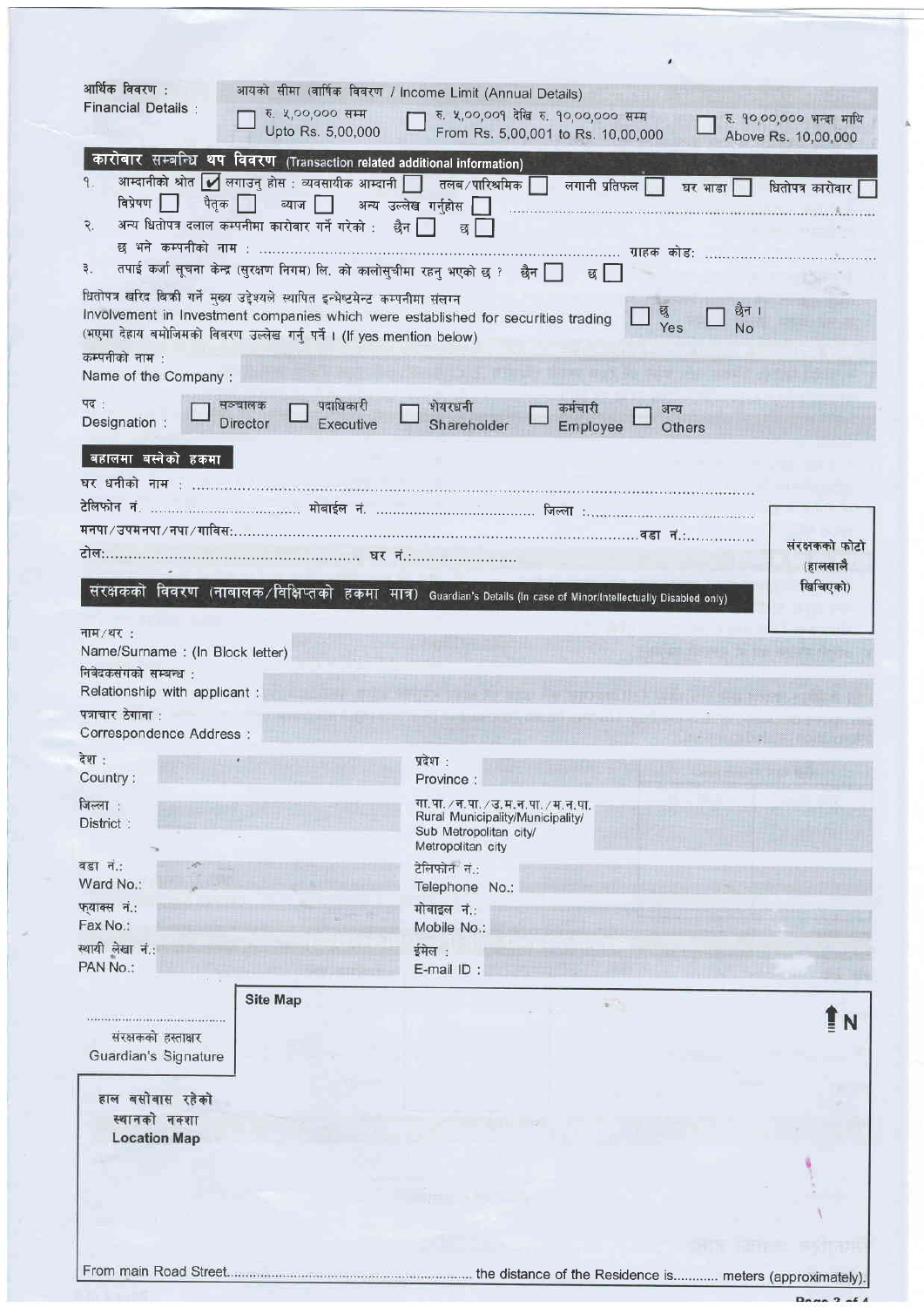**आर्थिक विवरण :**
**Financial Details :**

आयको सीमा (वार्षिक विवरण / Income Limit (Annual Details)

- ☐ रु. ५,००,००० सम्म / Upto Rs. 5,00,000
- ☐ रु. ५,००,००१ देखि रु. १०,००,००० सम्म / From Rs. 5,00,001 to Rs. 10,00,000
- ☐ रु. १०,००,००० भन्दा माथि / Above Rs. 10,00,000

## कारोबार सम्बन्धि थप विवरण (Transaction related additional information)

१. आम्दानीको श्रोत ☑ लगाउनु होस : व्यवसायीक आम्दानी ☐ तलब/पारिश्रमिक ☐ लगानी प्रतिफल ☐ घर भाडा ☐ धितोपत्र कारोबार ☐ विप्रेषण ☐ पैतृक ☐ ब्याज ☐ अन्य उल्लेख गर्नुहोस ☐ ..............................

२. अन्य धितोपत्र दलाल कम्पनीमा कारोबार गर्ने गरेको : छैन ☐ छ ☐
छ भने कम्पनीको नाम : .............................. ग्राहक कोड: ..............................

३. तपाई कर्जा सूचना केन्द्र (सुरक्षण निगम) लि. को कालोसुचीमा रहनु भएको छ ? छैन ☐ छ ☐

धितोपत्र खरिद बिक्री गर्ने मुख्य उद्देश्यले स्थापित इन्भेष्टमेन्ट कम्पनीमा संलग्न
Involvement in Investment companies which were established for securities trading ☐ छ Yes ☐ छैन। No
(भएमा देहाय बमोजिमको विवरण उल्लेख गर्नु पर्ने। (If yes mention below)

कम्पनीको नाम :
Name of the Company :

पद :
Designation : ☐ सञ्चालक Director ☐ पदाधिकारी Executive ☐ शेयरधनी Shareholder ☐ कर्मचारी Employee ☐ अन्य Others

## बहालमा बस्नेको हकमा

घर धनीको नाम : ..............................

टेलिफोन नं. .............................. मोबाईल नं. .............................. जिल्ला :..............................

मनपा/उपमनपा/नपा/गाविस:.............................. वडा नं.:..............................

टोल:.............................. घर नं.:..............................

संरक्षकको फोटो (हालसालै खिचिएको)

## संरक्षकको विवरण (नाबालक/विक्षिप्तको हकमा मात्र) Guardian's Details (In case of Minor/Intellectually Disabled only)

नाम/थर :
Name/Surname : (In Block letter)

निवेदकसंगको सम्बन्ध :
Relationship with applicant :

पत्राचार ठेगाना :
Correspondence Address :

| | |
|---|---|
| देश : Country : | प्रदेश : Province : |
| जिल्ला : District : | गा.पा. /न.पा. /उ.म.न.पा. /म.न.पा. Rural Municipality/Municipality/ Sub Metropolitan city/ Metropolitan city |
| वडा नं.: Ward No.: | टेलिफोन नं.: Telephone No.: |
| फ्याक्स नं.: Fax No.: | मोबाइल नं.: Mobile No.: |
| स्थायी लेखा नं.: PAN No.: | ईमेल : E-mail ID : |

..............................
संरक्षकको हस्ताक्षर
Guardian's Signature

**Site Map**

N

हाल बसोबास रहेको स्थानको नक्शा
**Location Map**

From main Road Street.............................. the distance of the Residence is........... meters (approximately).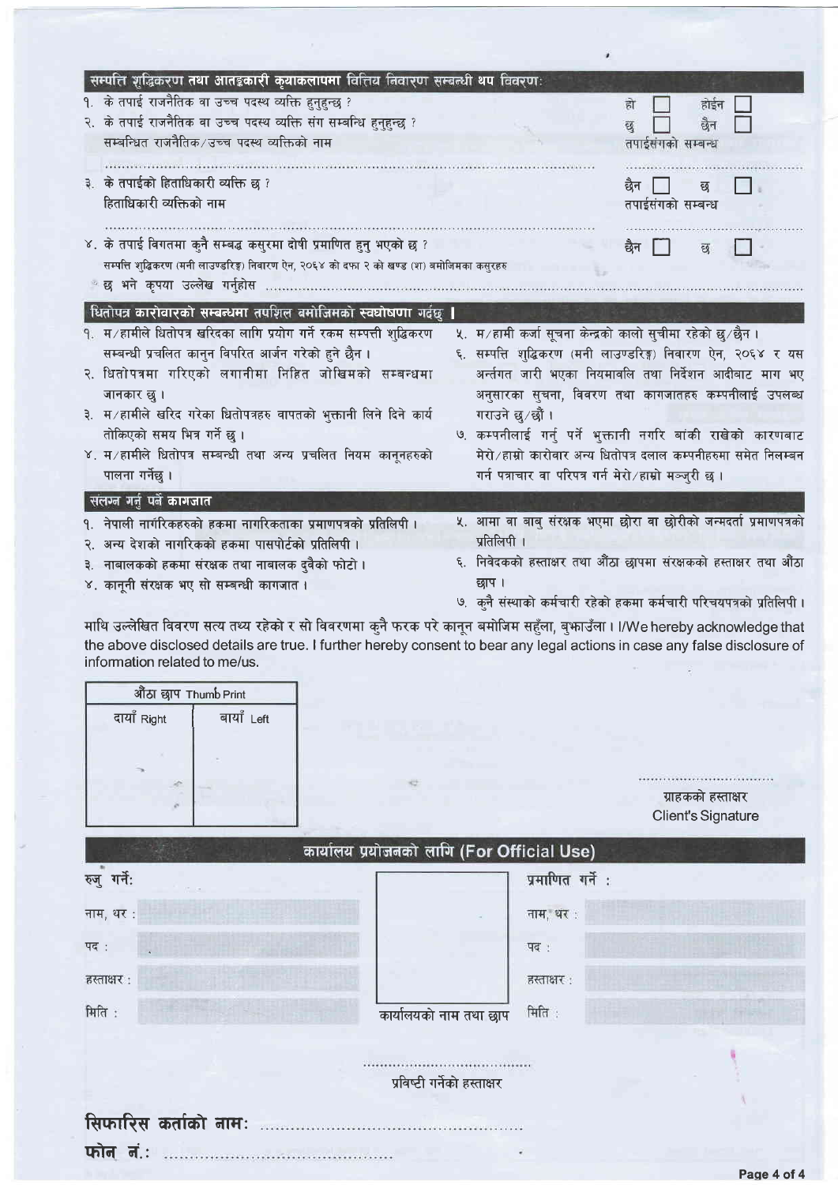## सम्पत्ति शुद्धिकरण तथा आतङ्ककारी क्र्याकलापमा वित्तिय निवारण सम्बन्धी थप विवरणः

१. के तपाई राजनैतिक वा उच्च पदस्थ व्यक्ति हुनुहुन्छ ? हो ☐ होईन ☐

२. के तपाई राजनैतिक वा उच्च पदस्थ व्यक्ति संग सम्बन्धि हुनुहुन्छ ? छु ☐ छैन ☐

सम्बन्धित राजनैतिक/उच्च पदस्थ व्यक्तिको नाम ........................................ तपाईसंगको सम्बन्ध ....................

३. के तपाईको हिताधिकारी व्यक्ति छ ? छैन ☐ छ ☐

हिताधिकारी व्यक्तिको नाम ........................................ तपाईसंगको सम्बन्ध ....................

४. के तपाई विगतमा कुनै सम्बद्ध कसुरमा दोषी प्रमाणित हुनु भएको छ ? छैन ☐ छ ☐

सम्पत्ति शुद्धिकरण (मनी लाउण्डरिङ्ग) निवारण ऐन, २०६४ को दफा २ को खण्ड (श) बमोजिमका कसुरहरु

छ भने कृपया उल्लेख गर्नुहोस ........................................

## धितोपत्र कारोवारको सम्बन्धमा तपशिल बमोजिमको स्वघोषणा गर्दछु ।

१. म/हामीले धितोपत्र खरिदका लागि प्रयोग गर्ने रकम सम्पत्ती शुद्धिकरण सम्बन्धी प्रचलित कानुन विपरित आर्जन गरेको हुने छैन ।

२. धितोपत्रमा गरिएको लगानीमा निहित जोखिमको सम्बन्धमा जानकार छु ।

३. म/हामीले खरिद गरेका धितोपत्रहरु वापतको भुक्तानी लिने दिने कार्य तोकिएको समय भित्र गर्ने छु ।

४. म/हामीले धितोपत्र सम्बन्धी तथा अन्य प्रचलित नियम कानूनहरुको पालना गर्नेछु ।

५. म/हामी कर्जा सूचना केन्द्रको कालो सुचीमा रहेको छु/छैन ।

६. सम्पत्ति शुद्धिकरण (मनी लाउण्डरिङ्ग) निवारण ऐन, २०६४ र यस अन्तर्गत जारी भएका नियमावलि तथा निर्देशन आदीबाट माग भए अनुसारका सुचना, विवरण तथा कागजातहरु कम्पनीलाई उपलब्ध गराउने छु/छौं ।

७. कम्पनीलाई गर्नु पर्ने भुक्तानी नगरि बांकी राखेको कारणबाट मेरो/हाम्रो कारोवार अन्य धितोपत्र दलाल कम्पनीहरुमा समेत निलम्बन गर्न पत्राचार वा परिपत्र गर्न मेरो/हाम्रो मञ्जुरी छ ।

## संलग्न गर्नु पर्ने कागजात

१. नेपाली नागरिकहरुको हकमा नागरिकताका प्रमाणपत्रको प्रतिलिपी ।

२. अन्य देशको नागरिकको हकमा पासपोर्टको प्रतिलिपी ।

३. नाबालकको हकमा संरक्षक तथा नाबालक दुवैको फोटो ।

४. कानूनी संरक्षक भए सो सम्बन्धी कागजात ।

५. आमा वा बाबु संरक्षक भएमा छोरा वा छोरीको जन्मदर्ता प्रमाणपत्रको प्रतिलिपी ।

६. निवेदकको हस्ताक्षर तथा औंठा छापमा संरक्षकको हस्ताक्षर तथा औंठा छाप ।

७. कुनै संस्थाको कर्मचारी रहेको हकमा कर्मचारी परिचयपत्रको प्रतिलिपी ।

माथि उल्लेखित विवरण सत्य तथ्य रहेको र सो विवरणमा कुनै फरक परे कानून बमोजिम सहुँला, बुझाउँला । I/We hereby acknowledge that the above disclosed details are true. I further hereby consent to bear any legal actions in case any false disclosure of information related to me/us.

| औंठा छाप Thumb Print | |
|---|---|
| दायाँ Right | बायाँ Left |
| | |

..............................

ग्राहकको हस्ताक्षर
Client's Signature

## कार्यालय प्रयोजनको लागि (For Official Use)

| रुजु गर्ने: | | प्रमाणित गर्ने : |
|---|---|---|
| नाम, थर : | | नाम, थर : |
| पद : | | पद : |
| हस्ताक्षर : | | हस्ताक्षर : |
| मिति : | कार्यालयको नाम तथा छाप | मिति : |

........................................

प्रविष्टी गर्नेको हस्ताक्षर

**सिफारिस कर्ताको नाम:** ........................................

**फोन नं.:** ........................................